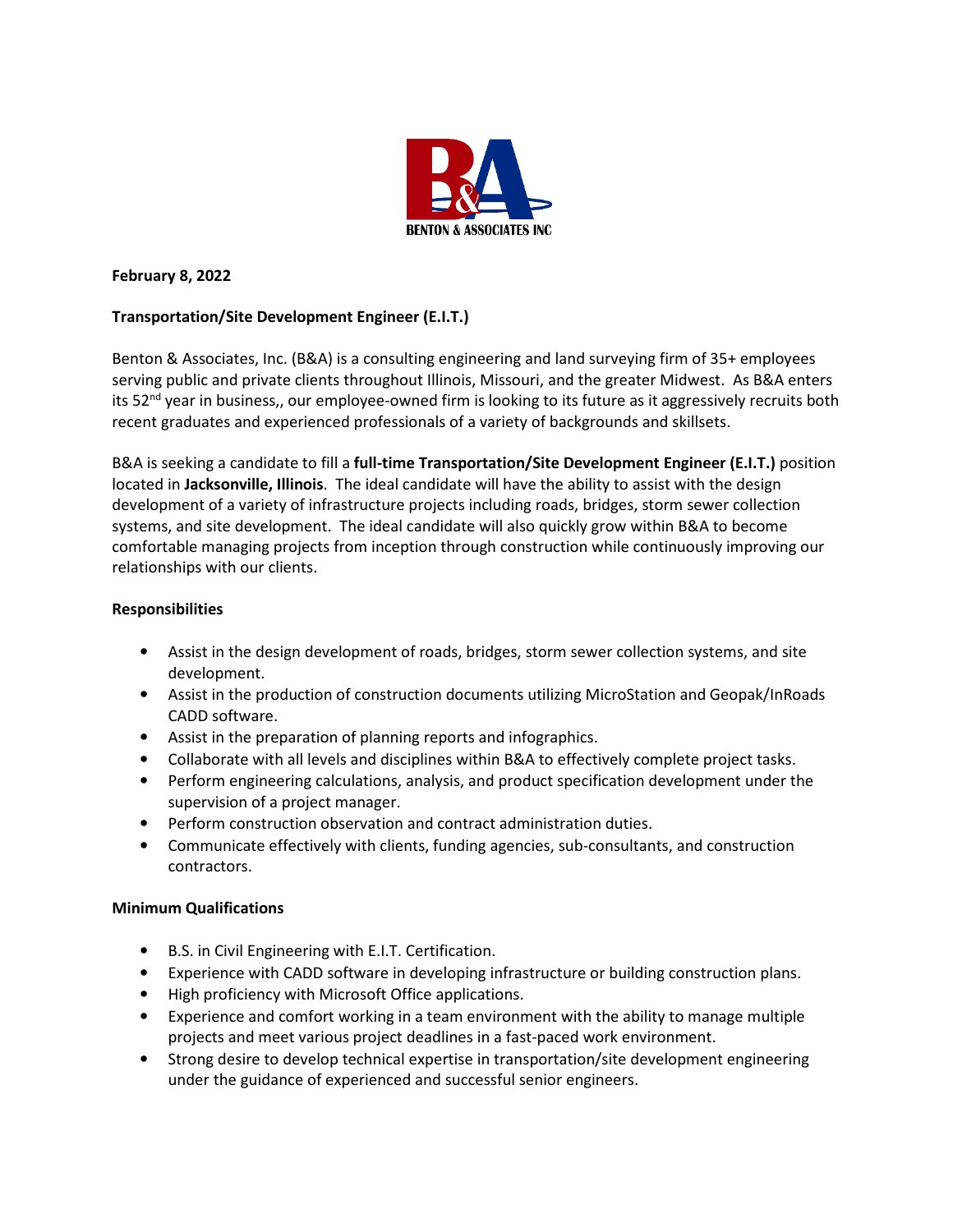**BENTON & ASSOCIATES INC**

**February 8, 2022**

**Transportation/Site Development Engineer (E.I.T.)**

Benton & Associates, Inc. (B&A) is a consulting engineering and land surveying firm of 35+ employees serving public and private clients throughout Illinois, Missouri, and the greater Midwest. As B&A enters its 52nd year in business,, our employee-owned firm is looking to its future as it aggressively recruits both recent graduates and experienced professionals of a variety of backgrounds and skillsets.

B&A is seeking a candidate to fill a **full-time Transportation/Site Development Engineer (E.I.T.)** position located in **Jacksonville, Illinois**. The ideal candidate will have the ability to assist with the design development of a variety of infrastructure projects including roads, bridges, storm sewer collection systems, and site development. The ideal candidate will also quickly grow within B&A to become comfortable managing projects from inception through construction while continuously improving our relationships with our clients.

**Responsibilities**

- Assist in the design development of roads, bridges, storm sewer collection systems, and site development.
- Assist in the production of construction documents utilizing MicroStation and Geopak/InRoads CADD software.
- Assist in the preparation of planning reports and infographics.
- Collaborate with all levels and disciplines within B&A to effectively complete project tasks.
- Perform engineering calculations, analysis, and product specification development under the supervision of a project manager.
- Perform construction observation and contract administration duties.
- Communicate effectively with clients, funding agencies, sub-consultants, and construction contractors.

**Minimum Qualifications**

- B.S. in Civil Engineering with E.I.T. Certification.
- Experience with CADD software in developing infrastructure or building construction plans.
- High proficiency with Microsoft Office applications.
- Experience and comfort working in a team environment with the ability to manage multiple projects and meet various project deadlines in a fast-paced work environment.
- Strong desire to develop technical expertise in transportation/site development engineering under the guidance of experienced and successful senior engineers.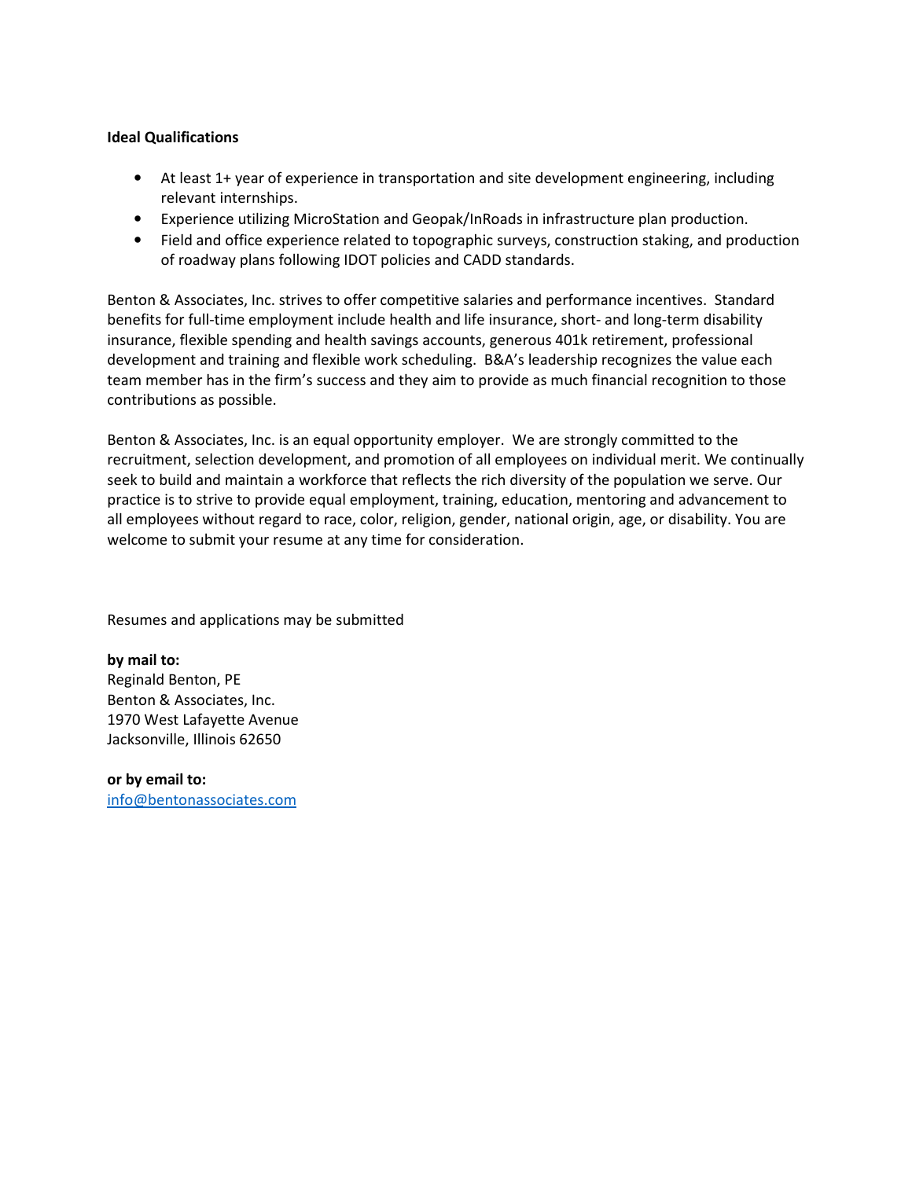**Ideal Qualifications**

- At least 1+ year of experience in transportation and site development engineering, including relevant internships.
- Experience utilizing MicroStation and Geopak/InRoads in infrastructure plan production.
- Field and office experience related to topographic surveys, construction staking, and production of roadway plans following IDOT policies and CADD standards.

Benton & Associates, Inc. strives to offer competitive salaries and performance incentives. Standard benefits for full-time employment include health and life insurance, short- and long-term disability insurance, flexible spending and health savings accounts, generous 401k retirement, professional development and training and flexible work scheduling. B&A's leadership recognizes the value each team member has in the firm's success and they aim to provide as much financial recognition to those contributions as possible.

Benton & Associates, Inc. is an equal opportunity employer. We are strongly committed to the recruitment, selection development, and promotion of all employees on individual merit. We continually seek to build and maintain a workforce that reflects the rich diversity of the population we serve. Our practice is to strive to provide equal employment, training, education, mentoring and advancement to all employees without regard to race, color, religion, gender, national origin, age, or disability. You are welcome to submit your resume at any time for consideration.

Resumes and applications may be submitted

**by mail to:**
Reginald Benton, PE
Benton & Associates, Inc.
1970 West Lafayette Avenue
Jacksonville, Illinois 62650

**or by email to:**
info@bentonassociates.com